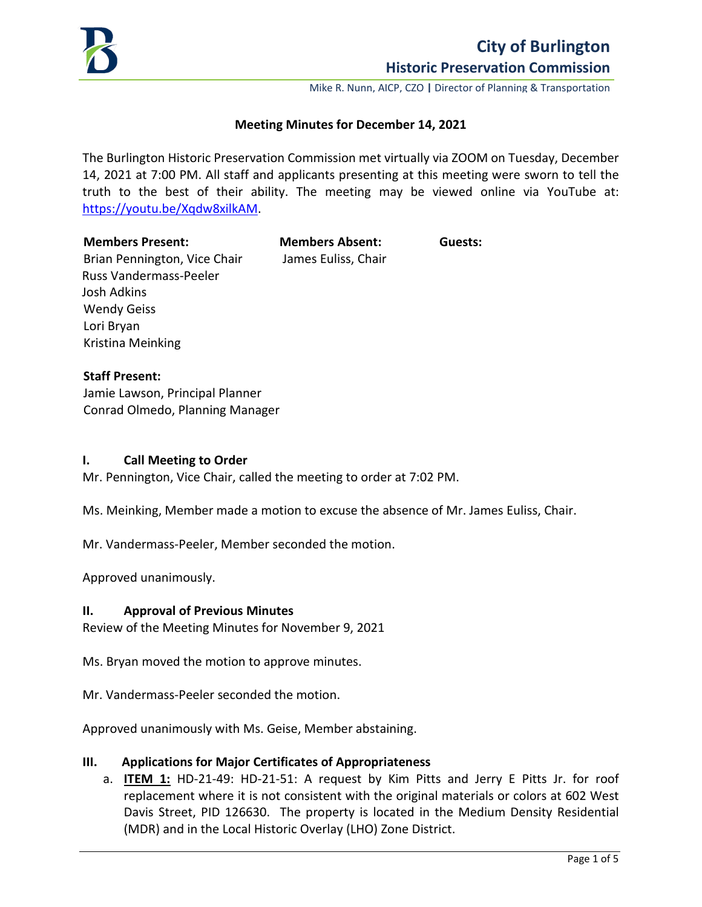# City of Burlington

## Historic Preservation Commission

Mike R. Nunn, AICP, CZO | Director of Planning & Transportation

**Meeting Minutes for December 14, 2021**

The Burlington Historic Preservation Commission met virtually via ZOOM on Tuesday, December 14, 2021 at 7:00 PM. All staff and applicants presenting at this meeting were sworn to tell the truth to the best of their ability. The meeting may be viewed online via YouTube at: https://youtu.be/Xqdw8xilkAM.

| **Members Present:** | **Members Absent:** | **Guests:** |
|---|---|---|
| Brian Pennington, Vice Chair | James Euliss, Chair | |
| Russ Vandermass-Peeler | | |
| Josh Adkins | | |
| Wendy Geiss | | |
| Lori Bryan | | |
| Kristina Meinking | | |

**Staff Present:**
Jamie Lawson, Principal Planner
Conrad Olmedo, Planning Manager

### I. Call Meeting to Order

Mr. Pennington, Vice Chair, called the meeting to order at 7:02 PM.

Ms. Meinking, Member made a motion to excuse the absence of Mr. James Euliss, Chair.

Mr. Vandermass-Peeler, Member seconded the motion.

Approved unanimously.

### II. Approval of Previous Minutes

Review of the Meeting Minutes for November 9, 2021

Ms. Bryan moved the motion to approve minutes.

Mr. Vandermass-Peeler seconded the motion.

Approved unanimously with Ms. Geise, Member abstaining.

### III. Applications for Major Certificates of Appropriateness

a. **ITEM 1:** HD-21-49: HD-21-51: A request by Kim Pitts and Jerry E Pitts Jr. for roof replacement where it is not consistent with the original materials or colors at 602 West Davis Street, PID 126630. The property is located in the Medium Density Residential (MDR) and in the Local Historic Overlay (LHO) Zone District.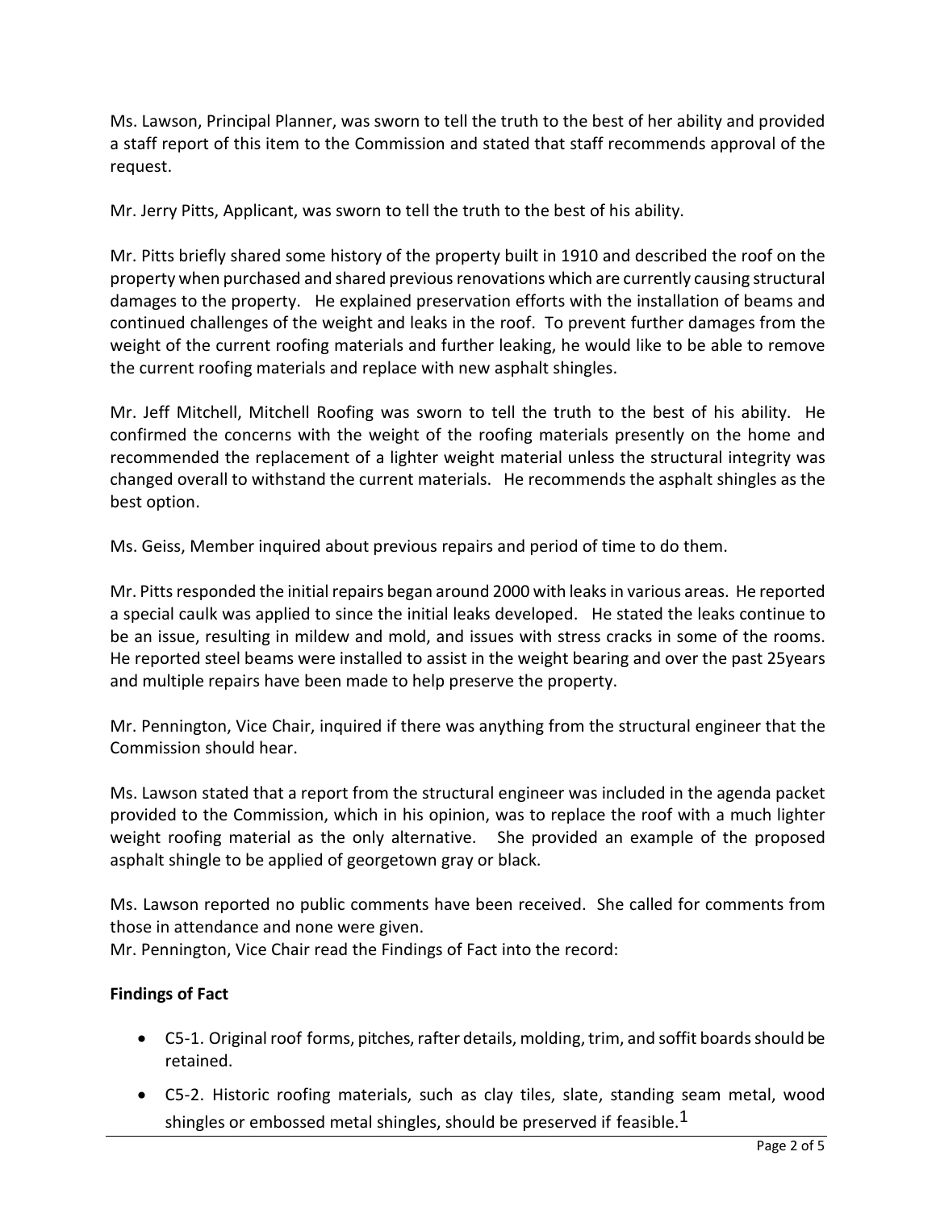Ms. Lawson, Principal Planner, was sworn to tell the truth to the best of her ability and provided a staff report of this item to the Commission and stated that staff recommends approval of the request.

Mr. Jerry Pitts, Applicant, was sworn to tell the truth to the best of his ability.

Mr. Pitts briefly shared some history of the property built in 1910 and described the roof on the property when purchased and shared previous renovations which are currently causing structural damages to the property. He explained preservation efforts with the installation of beams and continued challenges of the weight and leaks in the roof. To prevent further damages from the weight of the current roofing materials and further leaking, he would like to be able to remove the current roofing materials and replace with new asphalt shingles.

Mr. Jeff Mitchell, Mitchell Roofing was sworn to tell the truth to the best of his ability. He confirmed the concerns with the weight of the roofing materials presently on the home and recommended the replacement of a lighter weight material unless the structural integrity was changed overall to withstand the current materials. He recommends the asphalt shingles as the best option.

Ms. Geiss, Member inquired about previous repairs and period of time to do them.

Mr. Pitts responded the initial repairs began around 2000 with leaks in various areas. He reported a special caulk was applied to since the initial leaks developed. He stated the leaks continue to be an issue, resulting in mildew and mold, and issues with stress cracks in some of the rooms. He reported steel beams were installed to assist in the weight bearing and over the past 25years and multiple repairs have been made to help preserve the property.

Mr. Pennington, Vice Chair, inquired if there was anything from the structural engineer that the Commission should hear.

Ms. Lawson stated that a report from the structural engineer was included in the agenda packet provided to the Commission, which in his opinion, was to replace the roof with a much lighter weight roofing material as the only alternative. She provided an example of the proposed asphalt shingle to be applied of georgetown gray or black.

Ms. Lawson reported no public comments have been received. She called for comments from those in attendance and none were given.
Mr. Pennington, Vice Chair read the Findings of Fact into the record:

**Findings of Fact**

- C5-1. Original roof forms, pitches, rafter details, molding, trim, and soffit boards should be retained.
- C5-2. Historic roofing materials, such as clay tiles, slate, standing seam metal, wood shingles or embossed metal shingles, should be preserved if feasible.[1]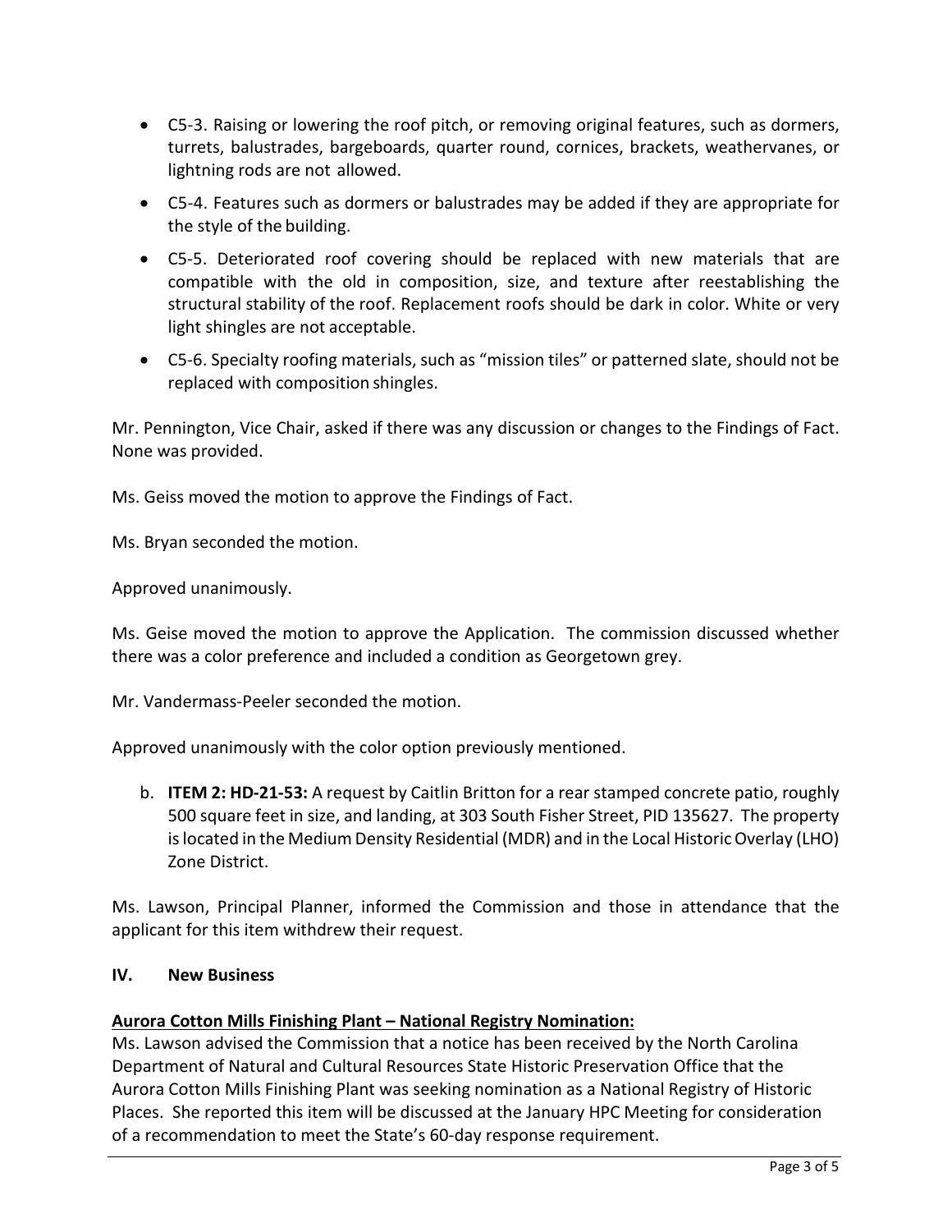- C5-3. Raising or lowering the roof pitch, or removing original features, such as dormers, turrets, balustrades, bargeboards, quarter round, cornices, brackets, weathervanes, or lightning rods are not allowed.
- C5-4. Features such as dormers or balustrades may be added if they are appropriate for the style of the building.
- C5-5. Deteriorated roof covering should be replaced with new materials that are compatible with the old in composition, size, and texture after reestablishing the structural stability of the roof. Replacement roofs should be dark in color. White or very light shingles are not acceptable.
- C5-6. Specialty roofing materials, such as "mission tiles" or patterned slate, should not be replaced with composition shingles.

Mr. Pennington, Vice Chair, asked if there was any discussion or changes to the Findings of Fact. None was provided.

Ms. Geiss moved the motion to approve the Findings of Fact.

Ms. Bryan seconded the motion.

Approved unanimously.

Ms. Geise moved the motion to approve the Application. The commission discussed whether there was a color preference and included a condition as Georgetown grey.

Mr. Vandermass-Peeler seconded the motion.

Approved unanimously with the color option previously mentioned.

b. **ITEM 2: HD-21-53:** A request by Caitlin Britton for a rear stamped concrete patio, roughly 500 square feet in size, and landing, at 303 South Fisher Street, PID 135627. The property is located in the Medium Density Residential (MDR) and in the Local Historic Overlay (LHO) Zone District.

Ms. Lawson, Principal Planner, informed the Commission and those in attendance that the applicant for this item withdrew their request.

## IV. New Business

**Aurora Cotton Mills Finishing Plant – National Registry Nomination:**

Ms. Lawson advised the Commission that a notice has been received by the North Carolina Department of Natural and Cultural Resources State Historic Preservation Office that the Aurora Cotton Mills Finishing Plant was seeking nomination as a National Registry of Historic Places. She reported this item will be discussed at the January HPC Meeting for consideration of a recommendation to meet the State's 60-day response requirement.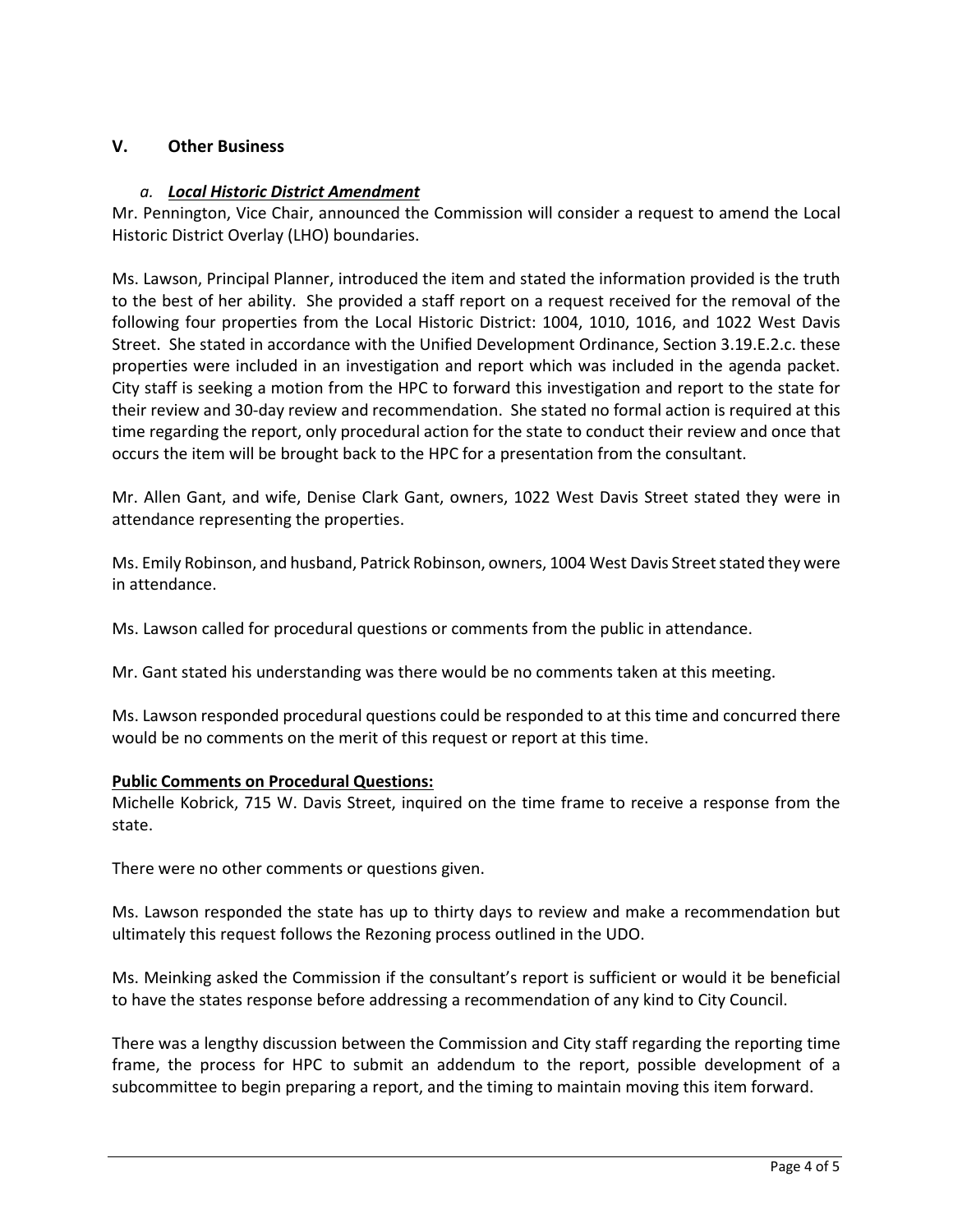## V. Other Business

### *a. **Local Historic District Amendment***

Mr. Pennington, Vice Chair, announced the Commission will consider a request to amend the Local Historic District Overlay (LHO) boundaries.

Ms. Lawson, Principal Planner, introduced the item and stated the information provided is the truth to the best of her ability. She provided a staff report on a request received for the removal of the following four properties from the Local Historic District: 1004, 1010, 1016, and 1022 West Davis Street. She stated in accordance with the Unified Development Ordinance, Section 3.19.E.2.c. these properties were included in an investigation and report which was included in the agenda packet. City staff is seeking a motion from the HPC to forward this investigation and report to the state for their review and 30-day review and recommendation. She stated no formal action is required at this time regarding the report, only procedural action for the state to conduct their review and once that occurs the item will be brought back to the HPC for a presentation from the consultant.

Mr. Allen Gant, and wife, Denise Clark Gant, owners, 1022 West Davis Street stated they were in attendance representing the properties.

Ms. Emily Robinson, and husband, Patrick Robinson, owners, 1004 West Davis Street stated they were in attendance.

Ms. Lawson called for procedural questions or comments from the public in attendance.

Mr. Gant stated his understanding was there would be no comments taken at this meeting.

Ms. Lawson responded procedural questions could be responded to at this time and concurred there would be no comments on the merit of this request or report at this time.

**Public Comments on Procedural Questions:**

Michelle Kobrick, 715 W. Davis Street, inquired on the time frame to receive a response from the state.

There were no other comments or questions given.

Ms. Lawson responded the state has up to thirty days to review and make a recommendation but ultimately this request follows the Rezoning process outlined in the UDO.

Ms. Meinking asked the Commission if the consultant's report is sufficient or would it be beneficial to have the states response before addressing a recommendation of any kind to City Council.

There was a lengthy discussion between the Commission and City staff regarding the reporting time frame, the process for HPC to submit an addendum to the report, possible development of a subcommittee to begin preparing a report, and the timing to maintain moving this item forward.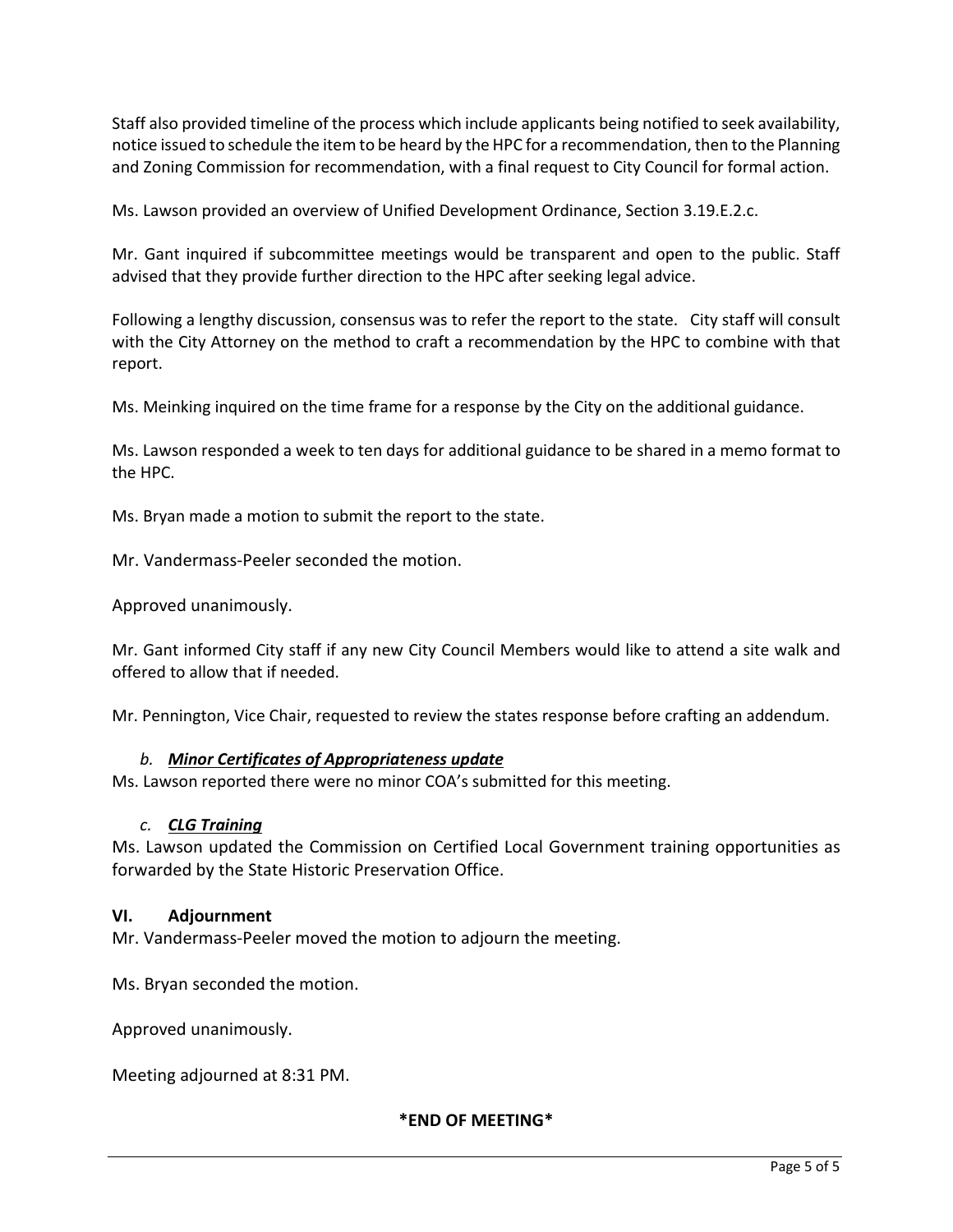Staff also provided timeline of the process which include applicants being notified to seek availability, notice issued to schedule the item to be heard by the HPC for a recommendation, then to the Planning and Zoning Commission for recommendation, with a final request to City Council for formal action.

Ms. Lawson provided an overview of Unified Development Ordinance, Section 3.19.E.2.c.

Mr. Gant inquired if subcommittee meetings would be transparent and open to the public. Staff advised that they provide further direction to the HPC after seeking legal advice.

Following a lengthy discussion, consensus was to refer the report to the state. City staff will consult with the City Attorney on the method to craft a recommendation by the HPC to combine with that report.

Ms. Meinking inquired on the time frame for a response by the City on the additional guidance.

Ms. Lawson responded a week to ten days for additional guidance to be shared in a memo format to the HPC.

Ms. Bryan made a motion to submit the report to the state.

Mr. Vandermass-Peeler seconded the motion.

Approved unanimously.

Mr. Gant informed City staff if any new City Council Members would like to attend a site walk and offered to allow that if needed.

Mr. Pennington, Vice Chair, requested to review the states response before crafting an addendum.

*b.* ***Minor Certificates of Appropriateness update***

Ms. Lawson reported there were no minor COA's submitted for this meeting.

*c.* ***CLG Training***

Ms. Lawson updated the Commission on Certified Local Government training opportunities as forwarded by the State Historic Preservation Office.

## VI. Adjournment

Mr. Vandermass-Peeler moved the motion to adjourn the meeting.

Ms. Bryan seconded the motion.

Approved unanimously.

Meeting adjourned at 8:31 PM.

**\*END OF MEETING\***